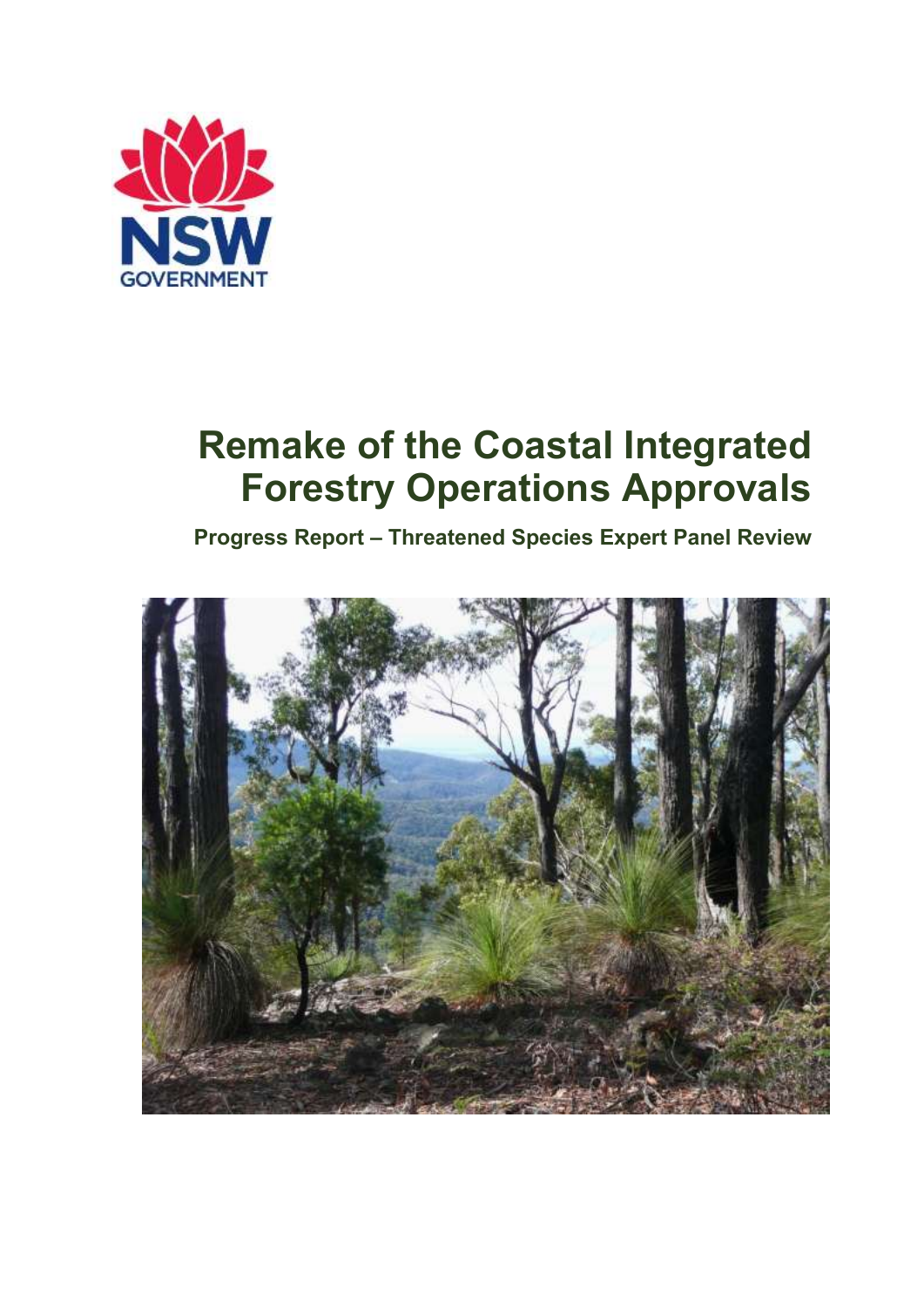# Remake of the Coastal Integrated Forestry Operations Approvals

## Progress Report – Threatened Species Expert Panel Review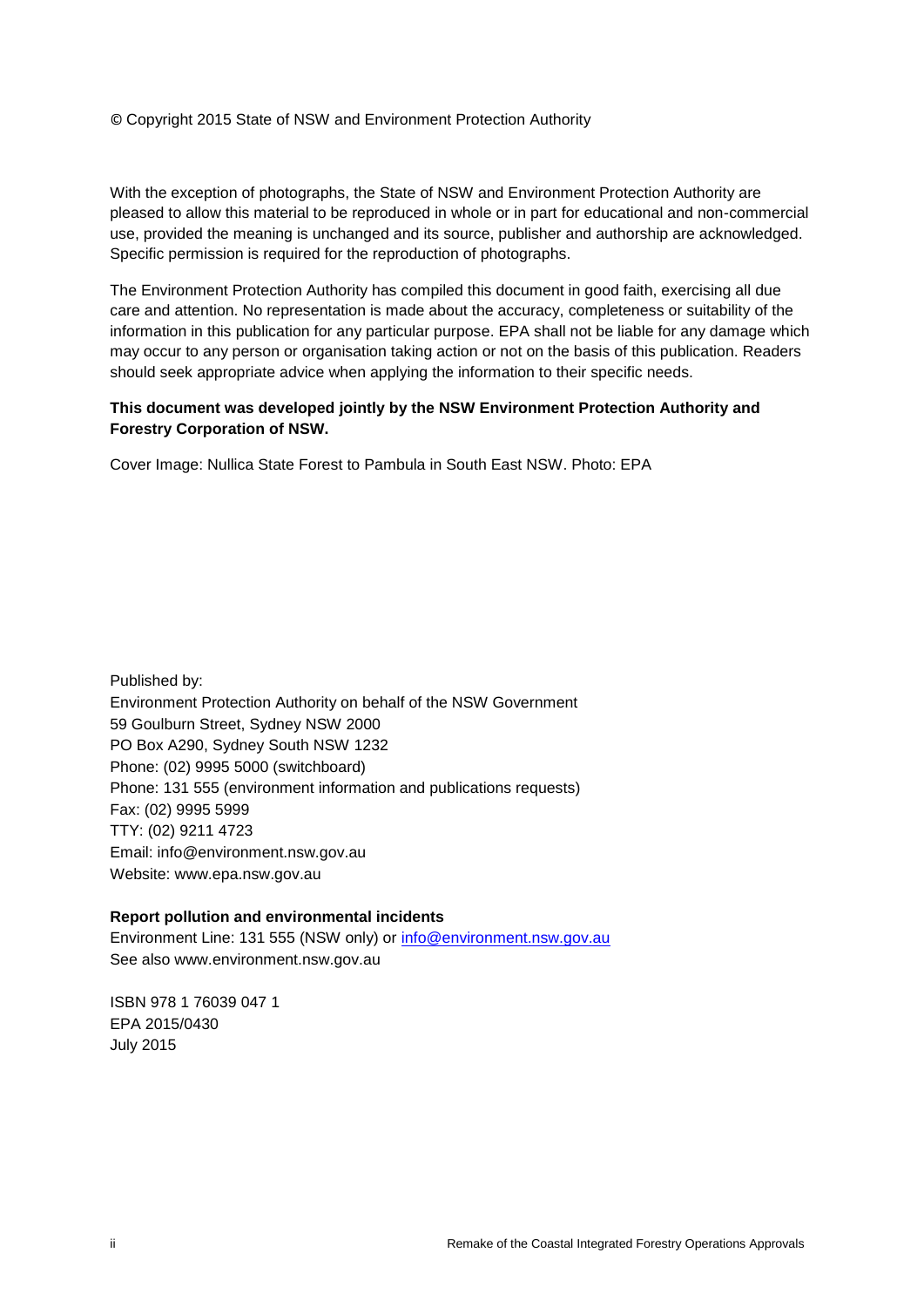© Copyright 2015 State of NSW and Environment Protection Authority

With the exception of photographs, the State of NSW and Environment Protection Authority are pleased to allow this material to be reproduced in whole or in part for educational and non-commercial use, provided the meaning is unchanged and its source, publisher and authorship are acknowledged. Specific permission is required for the reproduction of photographs.

The Environment Protection Authority has compiled this document in good faith, exercising all due care and attention. No representation is made about the accuracy, completeness or suitability of the information in this publication for any particular purpose. EPA shall not be liable for any damage which may occur to any person or organisation taking action or not on the basis of this publication. Readers should seek appropriate advice when applying the information to their specific needs.

**This document was developed jointly by the NSW Environment Protection Authority and Forestry Corporation of NSW.**

Cover Image: Nullica State Forest to Pambula in South East NSW. Photo: EPA

Published by:
Environment Protection Authority on behalf of the NSW Government
59 Goulburn Street, Sydney NSW 2000
PO Box A290, Sydney South NSW 1232
Phone: (02) 9995 5000 (switchboard)
Phone: 131 555 (environment information and publications requests)
Fax: (02) 9995 5999
TTY: (02) 9211 4723
Email: info@environment.nsw.gov.au
Website: www.epa.nsw.gov.au

**Report pollution and environmental incidents**
Environment Line: 131 555 (NSW only) or info@environment.nsw.gov.au
See also www.environment.nsw.gov.au

ISBN 978 1 76039 047 1
EPA 2015/0430
July 2015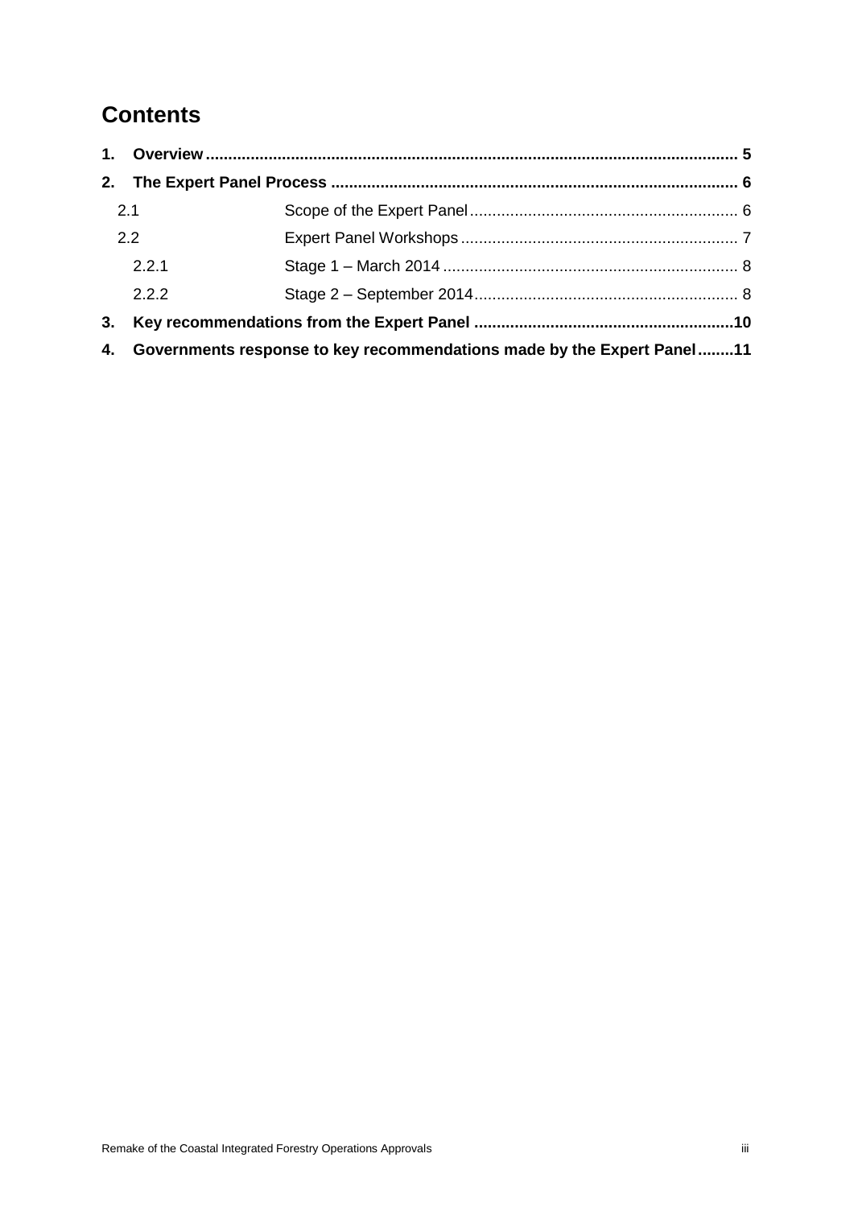# Contents

**1. Overview ..................................................................................................................... 5**

**2. The Expert Panel Process ........................................................................................ 6**

2.1 Scope of the Expert Panel ........................................................... 6

2.2 Expert Panel Workshops ............................................................. 7

2.2.1 Stage 1 – March 2014 ................................................................. 8

2.2.2 Stage 2 – September 2014 .......................................................... 8

**3. Key recommendations from the Expert Panel ..........................................................10**

**4. Governments response to key recommendations made by the Expert Panel ........11**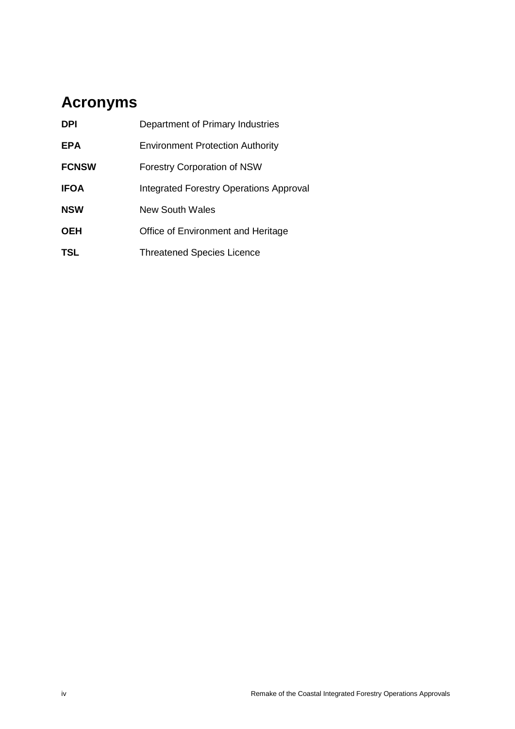# Acronyms

| | |
|---|---|
| **DPI** | Department of Primary Industries |
| **EPA** | Environment Protection Authority |
| **FCNSW** | Forestry Corporation of NSW |
| **IFOA** | Integrated Forestry Operations Approval |
| **NSW** | New South Wales |
| **OEH** | Office of Environment and Heritage |
| **TSL** | Threatened Species Licence |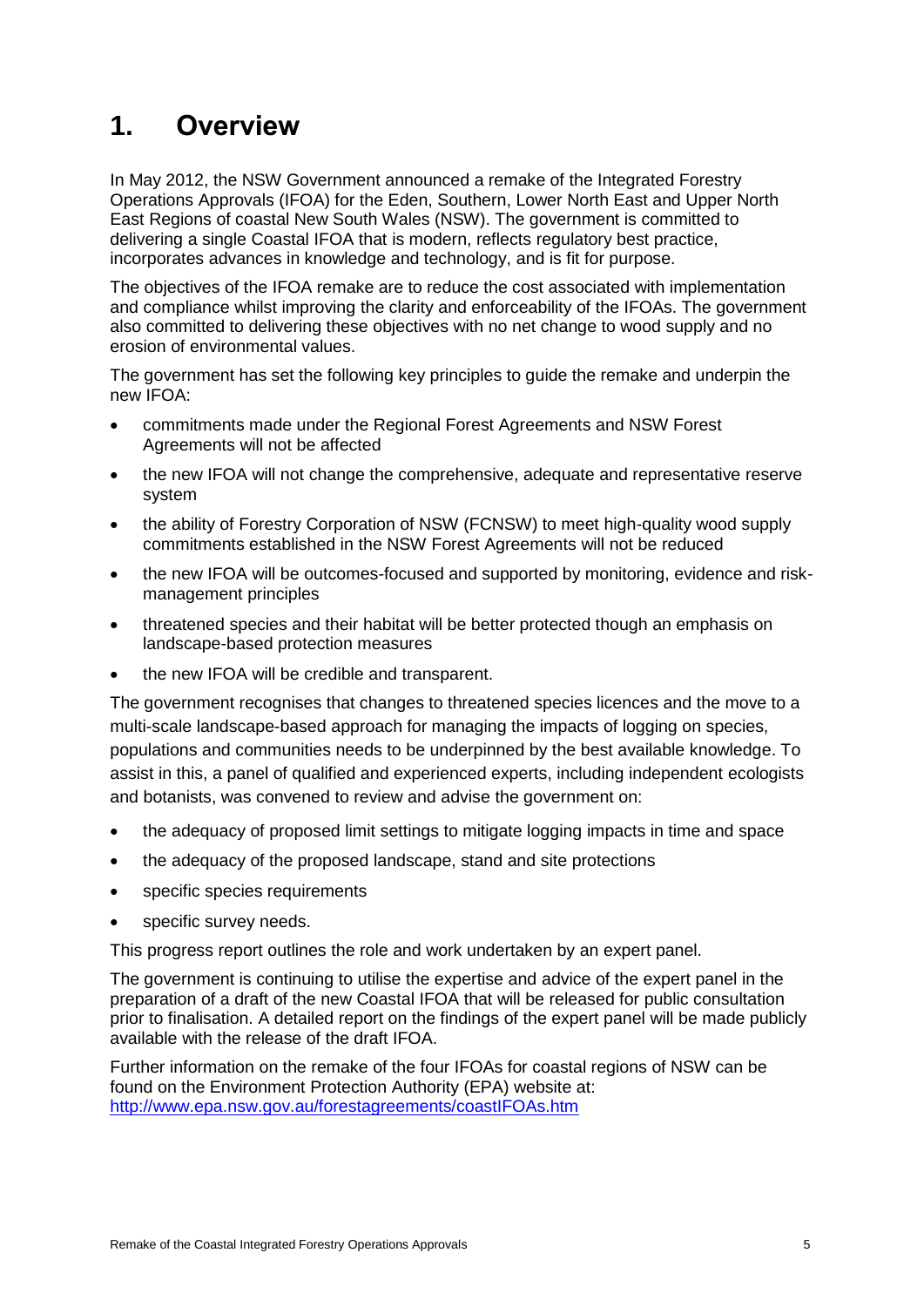# 1. Overview

In May 2012, the NSW Government announced a remake of the Integrated Forestry Operations Approvals (IFOA) for the Eden, Southern, Lower North East and Upper North East Regions of coastal New South Wales (NSW). The government is committed to delivering a single Coastal IFOA that is modern, reflects regulatory best practice, incorporates advances in knowledge and technology, and is fit for purpose.

The objectives of the IFOA remake are to reduce the cost associated with implementation and compliance whilst improving the clarity and enforceability of the IFOAs. The government also committed to delivering these objectives with no net change to wood supply and no erosion of environmental values.

The government has set the following key principles to guide the remake and underpin the new IFOA:

- commitments made under the Regional Forest Agreements and NSW Forest Agreements will not be affected
- the new IFOA will not change the comprehensive, adequate and representative reserve system
- the ability of Forestry Corporation of NSW (FCNSW) to meet high-quality wood supply commitments established in the NSW Forest Agreements will not be reduced
- the new IFOA will be outcomes-focused and supported by monitoring, evidence and risk-management principles
- threatened species and their habitat will be better protected though an emphasis on landscape-based protection measures
- the new IFOA will be credible and transparent.

The government recognises that changes to threatened species licences and the move to a multi-scale landscape-based approach for managing the impacts of logging on species, populations and communities needs to be underpinned by the best available knowledge. To assist in this, a panel of qualified and experienced experts, including independent ecologists and botanists, was convened to review and advise the government on:

- the adequacy of proposed limit settings to mitigate logging impacts in time and space
- the adequacy of the proposed landscape, stand and site protections
- specific species requirements
- specific survey needs.

This progress report outlines the role and work undertaken by an expert panel.

The government is continuing to utilise the expertise and advice of the expert panel in the preparation of a draft of the new Coastal IFOA that will be released for public consultation prior to finalisation. A detailed report on the findings of the expert panel will be made publicly available with the release of the draft IFOA.

Further information on the remake of the four IFOAs for coastal regions of NSW can be found on the Environment Protection Authority (EPA) website at: [http://www.epa.nsw.gov.au/forestagreements/coastIFOAs.htm](http://www.epa.nsw.gov.au/forestagreements/coastIFOAs.htm)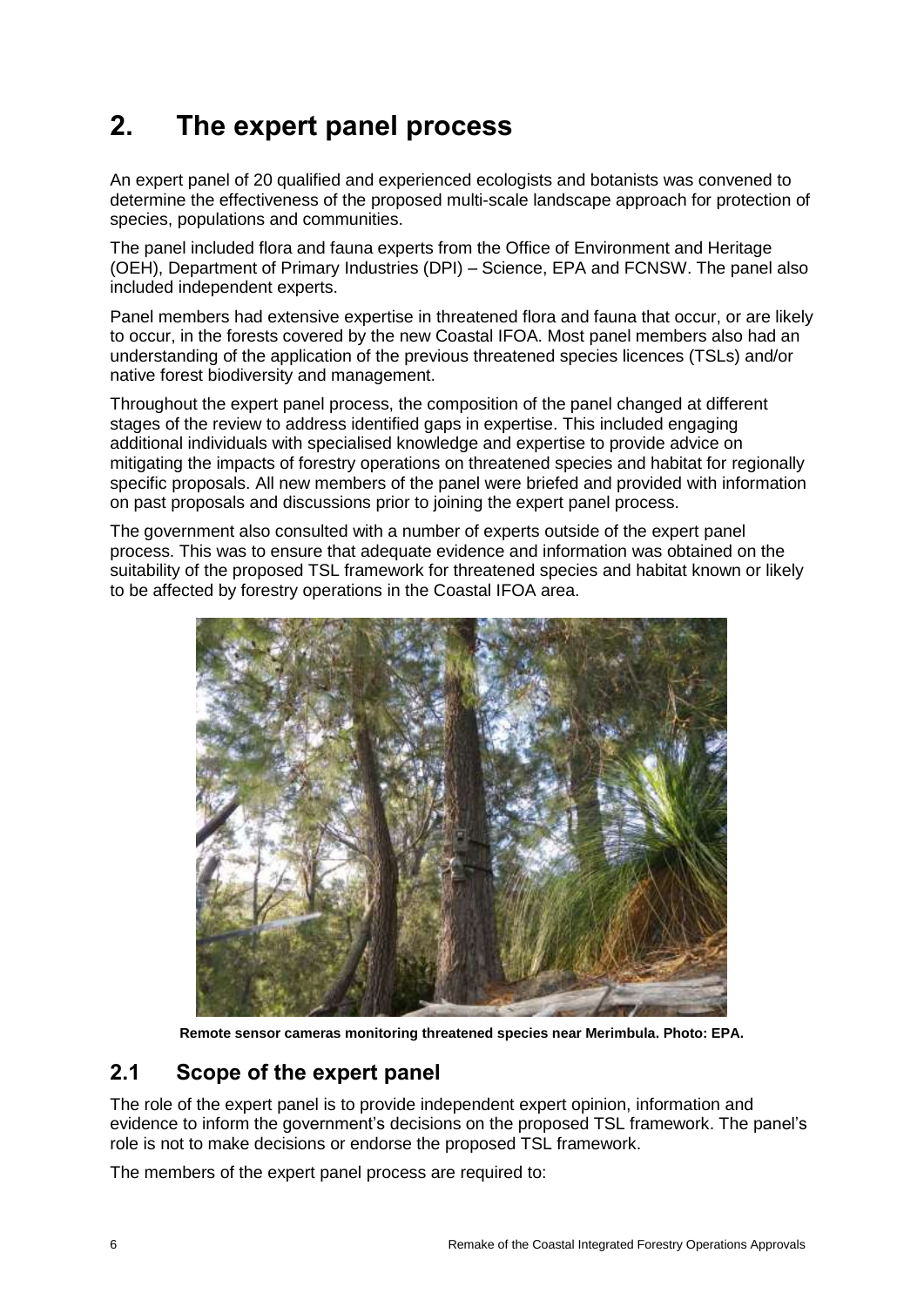# 2. The expert panel process

An expert panel of 20 qualified and experienced ecologists and botanists was convened to determine the effectiveness of the proposed multi-scale landscape approach for protection of species, populations and communities.

The panel included flora and fauna experts from the Office of Environment and Heritage (OEH), Department of Primary Industries (DPI) – Science, EPA and FCNSW. The panel also included independent experts.

Panel members had extensive expertise in threatened flora and fauna that occur, or are likely to occur, in the forests covered by the new Coastal IFOA. Most panel members also had an understanding of the application of the previous threatened species licences (TSLs) and/or native forest biodiversity and management.

Throughout the expert panel process, the composition of the panel changed at different stages of the review to address identified gaps in expertise. This included engaging additional individuals with specialised knowledge and expertise to provide advice on mitigating the impacts of forestry operations on threatened species and habitat for regionally specific proposals. All new members of the panel were briefed and provided with information on past proposals and discussions prior to joining the expert panel process.

The government also consulted with a number of experts outside of the expert panel process. This was to ensure that adequate evidence and information was obtained on the suitability of the proposed TSL framework for threatened species and habitat known or likely to be affected by forestry operations in the Coastal IFOA area.

**Remote sensor cameras monitoring threatened species near Merimbula. Photo: EPA.**

## 2.1 Scope of the expert panel

The role of the expert panel is to provide independent expert opinion, information and evidence to inform the government's decisions on the proposed TSL framework. The panel's role is not to make decisions or endorse the proposed TSL framework.

The members of the expert panel process are required to: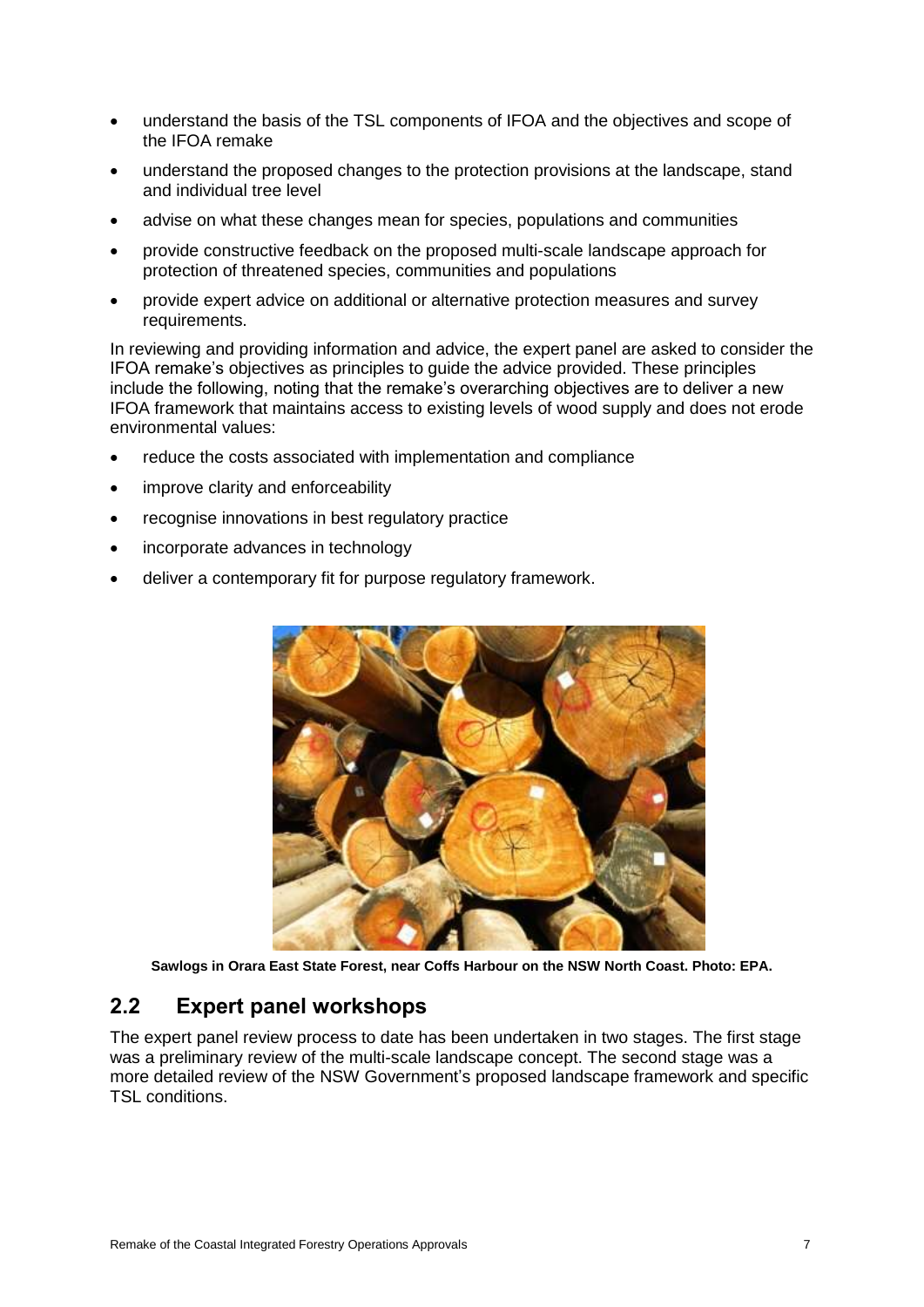- understand the basis of the TSL components of IFOA and the objectives and scope of the IFOA remake
- understand the proposed changes to the protection provisions at the landscape, stand and individual tree level
- advise on what these changes mean for species, populations and communities
- provide constructive feedback on the proposed multi-scale landscape approach for protection of threatened species, communities and populations
- provide expert advice on additional or alternative protection measures and survey requirements.

In reviewing and providing information and advice, the expert panel are asked to consider the IFOA remake's objectives as principles to guide the advice provided. These principles include the following, noting that the remake's overarching objectives are to deliver a new IFOA framework that maintains access to existing levels of wood supply and does not erode environmental values:

- reduce the costs associated with implementation and compliance
- improve clarity and enforceability
- recognise innovations in best regulatory practice
- incorporate advances in technology
- deliver a contemporary fit for purpose regulatory framework.

**Sawlogs in Orara East State Forest, near Coffs Harbour on the NSW North Coast. Photo: EPA.**

## 2.2 Expert panel workshops

The expert panel review process to date has been undertaken in two stages. The first stage was a preliminary review of the multi-scale landscape concept. The second stage was a more detailed review of the NSW Government's proposed landscape framework and specific TSL conditions.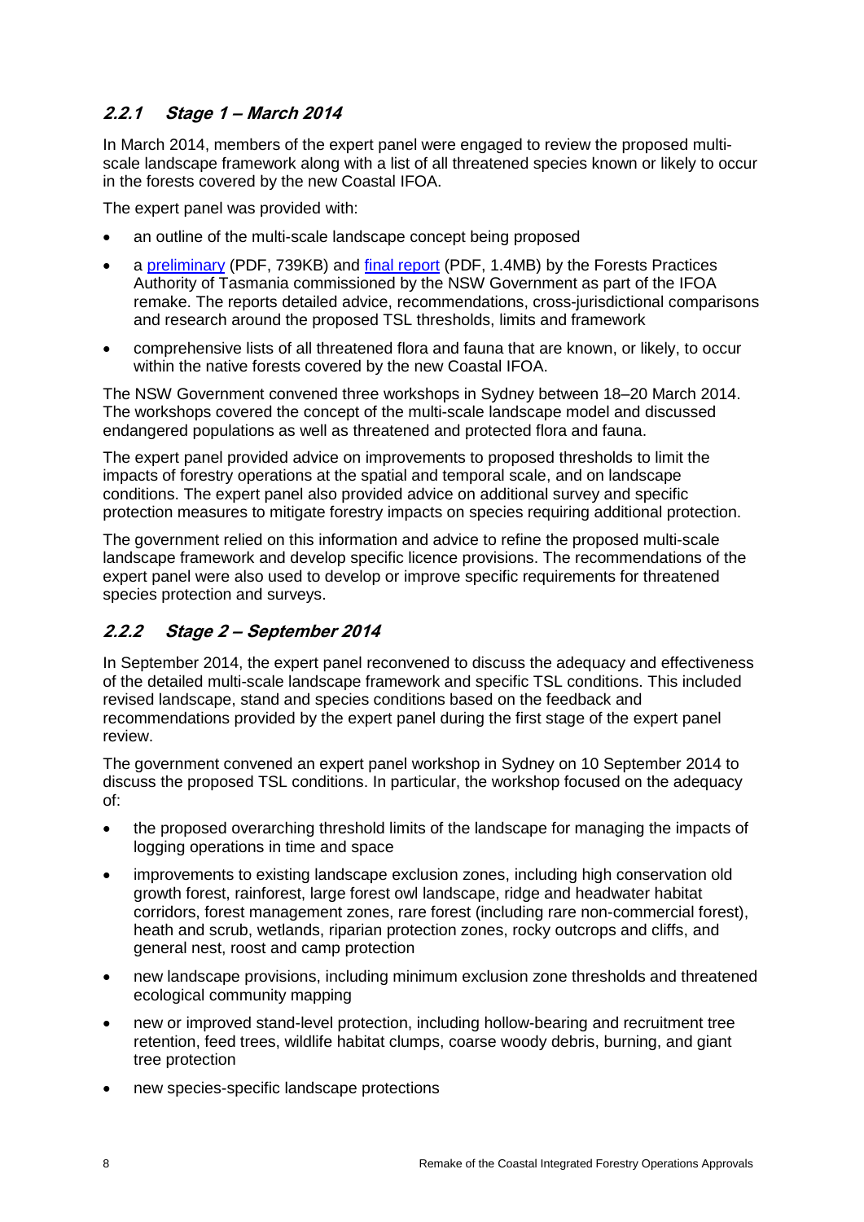### 2.2.1 Stage 1 – March 2014

In March 2014, members of the expert panel were engaged to review the proposed multi-scale landscape framework along with a list of all threatened species known or likely to occur in the forests covered by the new Coastal IFOA.

The expert panel was provided with:

- an outline of the multi-scale landscape concept being proposed
- a preliminary (PDF, 739KB) and final report (PDF, 1.4MB) by the Forests Practices Authority of Tasmania commissioned by the NSW Government as part of the IFOA remake. The reports detailed advice, recommendations, cross-jurisdictional comparisons and research around the proposed TSL thresholds, limits and framework
- comprehensive lists of all threatened flora and fauna that are known, or likely, to occur within the native forests covered by the new Coastal IFOA.

The NSW Government convened three workshops in Sydney between 18–20 March 2014. The workshops covered the concept of the multi-scale landscape model and discussed endangered populations as well as threatened and protected flora and fauna.

The expert panel provided advice on improvements to proposed thresholds to limit the impacts of forestry operations at the spatial and temporal scale, and on landscape conditions. The expert panel also provided advice on additional survey and specific protection measures to mitigate forestry impacts on species requiring additional protection.

The government relied on this information and advice to refine the proposed multi-scale landscape framework and develop specific licence provisions. The recommendations of the expert panel were also used to develop or improve specific requirements for threatened species protection and surveys.

### 2.2.2 Stage 2 – September 2014

In September 2014, the expert panel reconvened to discuss the adequacy and effectiveness of the detailed multi-scale landscape framework and specific TSL conditions. This included revised landscape, stand and species conditions based on the feedback and recommendations provided by the expert panel during the first stage of the expert panel review.

The government convened an expert panel workshop in Sydney on 10 September 2014 to discuss the proposed TSL conditions. In particular, the workshop focused on the adequacy of:

- the proposed overarching threshold limits of the landscape for managing the impacts of logging operations in time and space
- improvements to existing landscape exclusion zones, including high conservation old growth forest, rainforest, large forest owl landscape, ridge and headwater habitat corridors, forest management zones, rare forest (including rare non-commercial forest), heath and scrub, wetlands, riparian protection zones, rocky outcrops and cliffs, and general nest, roost and camp protection
- new landscape provisions, including minimum exclusion zone thresholds and threatened ecological community mapping
- new or improved stand-level protection, including hollow-bearing and recruitment tree retention, feed trees, wildlife habitat clumps, coarse woody debris, burning, and giant tree protection
- new species-specific landscape protections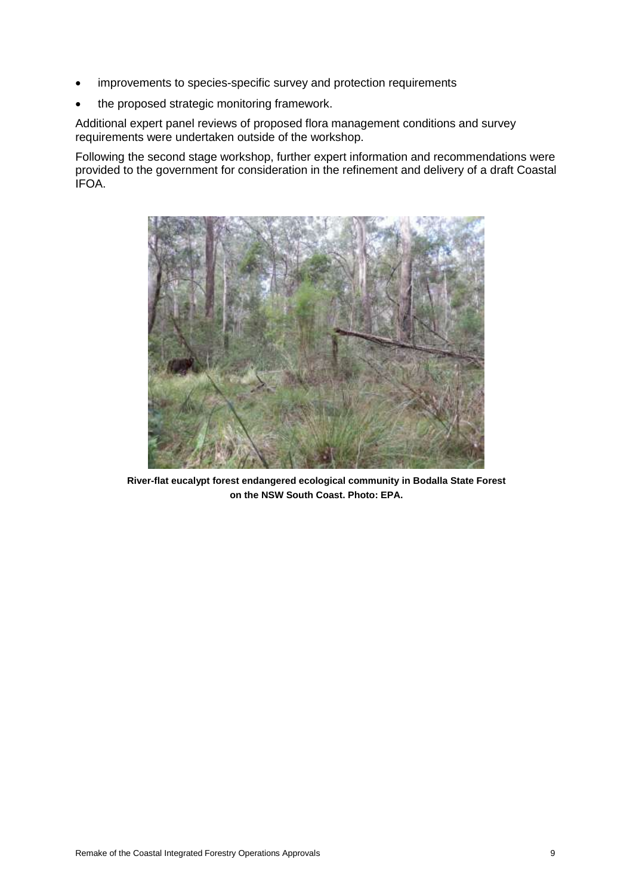- improvements to species-specific survey and protection requirements
- the proposed strategic monitoring framework.

Additional expert panel reviews of proposed flora management conditions and survey requirements were undertaken outside of the workshop.

Following the second stage workshop, further expert information and recommendations were provided to the government for consideration in the refinement and delivery of a draft Coastal IFOA.

**River-flat eucalypt forest endangered ecological community in Bodalla State Forest on the NSW South Coast. Photo: EPA.**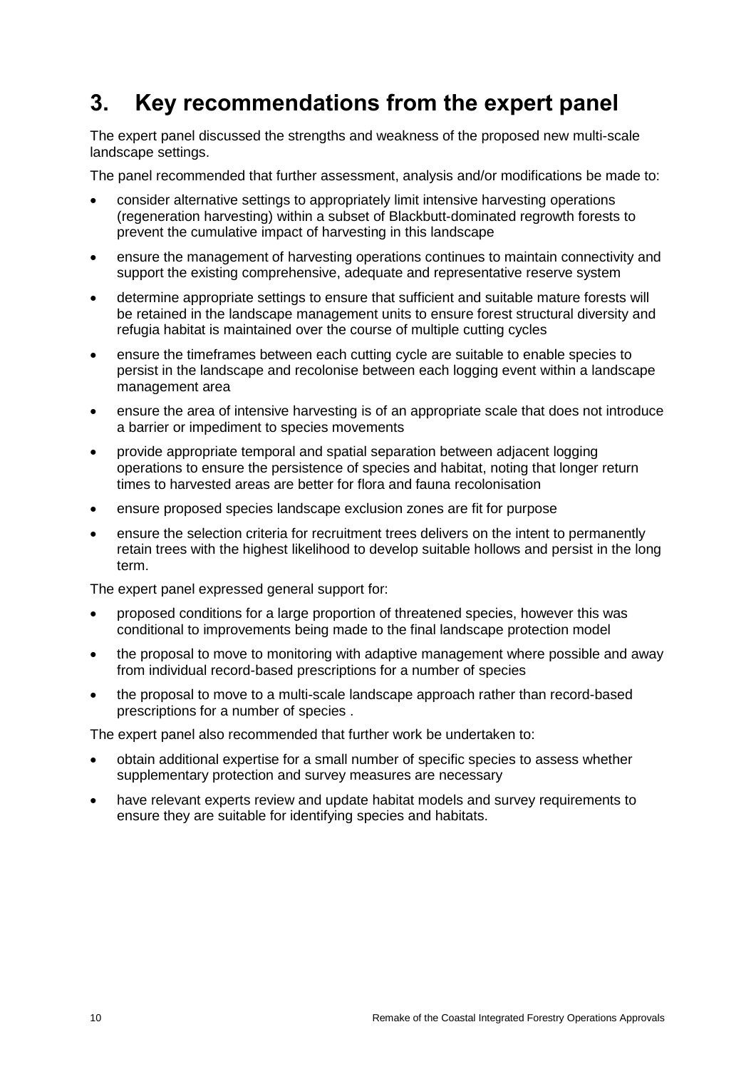# 3. Key recommendations from the expert panel

The expert panel discussed the strengths and weakness of the proposed new multi-scale landscape settings.

The panel recommended that further assessment, analysis and/or modifications be made to:

- consider alternative settings to appropriately limit intensive harvesting operations (regeneration harvesting) within a subset of Blackbutt-dominated regrowth forests to prevent the cumulative impact of harvesting in this landscape
- ensure the management of harvesting operations continues to maintain connectivity and support the existing comprehensive, adequate and representative reserve system
- determine appropriate settings to ensure that sufficient and suitable mature forests will be retained in the landscape management units to ensure forest structural diversity and refugia habitat is maintained over the course of multiple cutting cycles
- ensure the timeframes between each cutting cycle are suitable to enable species to persist in the landscape and recolonise between each logging event within a landscape management area
- ensure the area of intensive harvesting is of an appropriate scale that does not introduce a barrier or impediment to species movements
- provide appropriate temporal and spatial separation between adjacent logging operations to ensure the persistence of species and habitat, noting that longer return times to harvested areas are better for flora and fauna recolonisation
- ensure proposed species landscape exclusion zones are fit for purpose
- ensure the selection criteria for recruitment trees delivers on the intent to permanently retain trees with the highest likelihood to develop suitable hollows and persist in the long term.

The expert panel expressed general support for:

- proposed conditions for a large proportion of threatened species, however this was conditional to improvements being made to the final landscape protection model
- the proposal to move to monitoring with adaptive management where possible and away from individual record-based prescriptions for a number of species
- the proposal to move to a multi-scale landscape approach rather than record-based prescriptions for a number of species .

The expert panel also recommended that further work be undertaken to:

- obtain additional expertise for a small number of specific species to assess whether supplementary protection and survey measures are necessary
- have relevant experts review and update habitat models and survey requirements to ensure they are suitable for identifying species and habitats.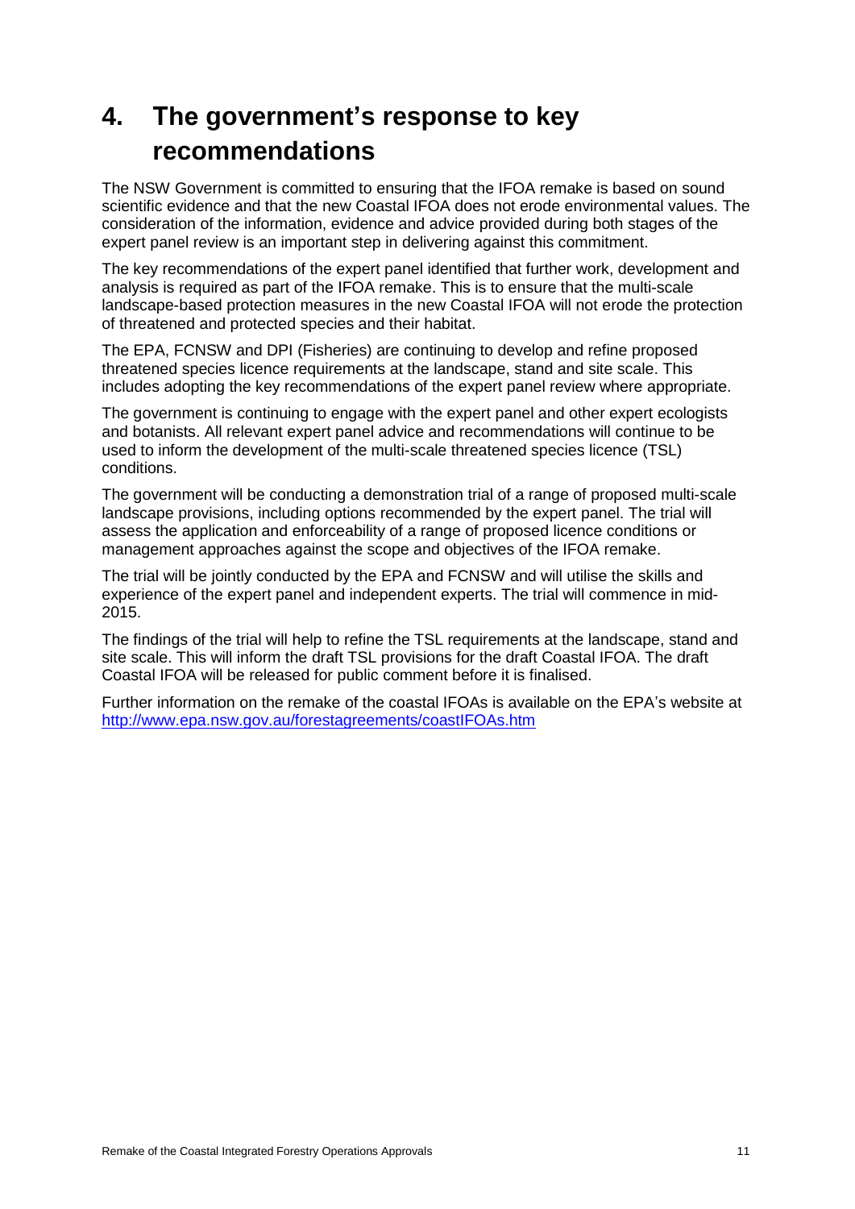# 4. The government's response to key recommendations

The NSW Government is committed to ensuring that the IFOA remake is based on sound scientific evidence and that the new Coastal IFOA does not erode environmental values. The consideration of the information, evidence and advice provided during both stages of the expert panel review is an important step in delivering against this commitment.

The key recommendations of the expert panel identified that further work, development and analysis is required as part of the IFOA remake. This is to ensure that the multi-scale landscape-based protection measures in the new Coastal IFOA will not erode the protection of threatened and protected species and their habitat.

The EPA, FCNSW and DPI (Fisheries) are continuing to develop and refine proposed threatened species licence requirements at the landscape, stand and site scale. This includes adopting the key recommendations of the expert panel review where appropriate.

The government is continuing to engage with the expert panel and other expert ecologists and botanists. All relevant expert panel advice and recommendations will continue to be used to inform the development of the multi-scale threatened species licence (TSL) conditions.

The government will be conducting a demonstration trial of a range of proposed multi-scale landscape provisions, including options recommended by the expert panel. The trial will assess the application and enforceability of a range of proposed licence conditions or management approaches against the scope and objectives of the IFOA remake.

The trial will be jointly conducted by the EPA and FCNSW and will utilise the skills and experience of the expert panel and independent experts. The trial will commence in mid-2015.

The findings of the trial will help to refine the TSL requirements at the landscape, stand and site scale. This will inform the draft TSL provisions for the draft Coastal IFOA. The draft Coastal IFOA will be released for public comment before it is finalised.

Further information on the remake of the coastal IFOAs is available on the EPA's website at [http://www.epa.nsw.gov.au/forestagreements/coastIFOAs.htm](http://www.epa.nsw.gov.au/forestagreements/coastIFOAs.htm)